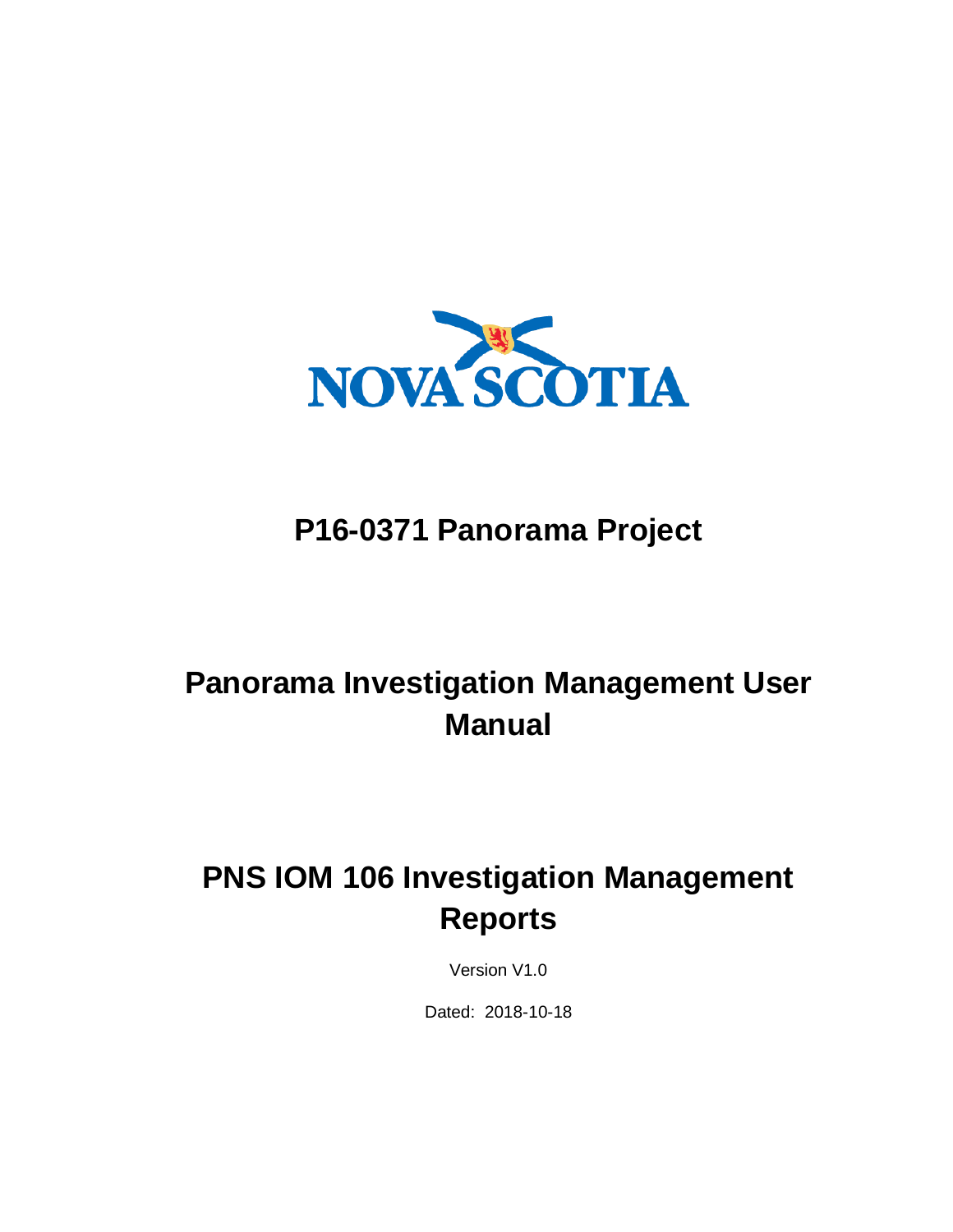NOVA SCOTIA

# P16-0371 Panorama Project

# Panorama Investigation Management User Manual

# PNS IOM 106 Investigation Management Reports

Version V1.0

Dated: 2018-10-18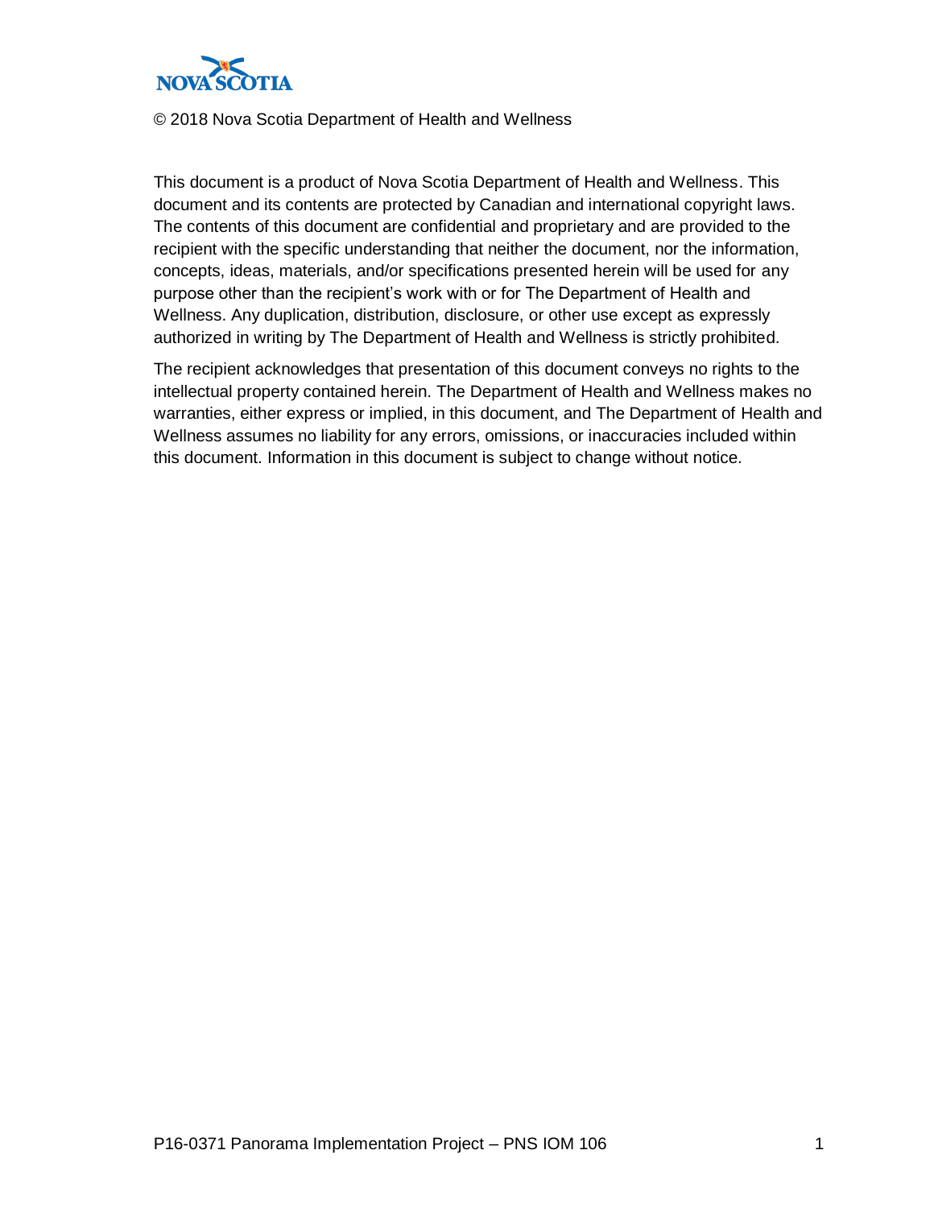NOVA SCOTIA

© 2018 Nova Scotia Department of Health and Wellness

This document is a product of Nova Scotia Department of Health and Wellness. This document and its contents are protected by Canadian and international copyright laws. The contents of this document are confidential and proprietary and are provided to the recipient with the specific understanding that neither the document, nor the information, concepts, ideas, materials, and/or specifications presented herein will be used for any purpose other than the recipient's work with or for The Department of Health and Wellness. Any duplication, distribution, disclosure, or other use except as expressly authorized in writing by The Department of Health and Wellness is strictly prohibited.

The recipient acknowledges that presentation of this document conveys no rights to the intellectual property contained herein. The Department of Health and Wellness makes no warranties, either express or implied, in this document, and The Department of Health and Wellness assumes no liability for any errors, omissions, or inaccuracies included within this document. Information in this document is subject to change without notice.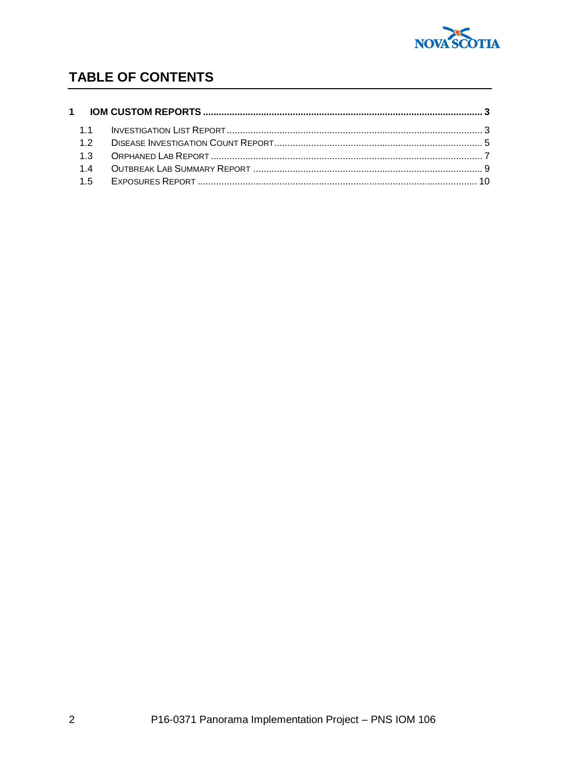## TABLE OF CONTENTS

**1 IOM CUSTOM REPORTS ........................................................ 3**

1.1 INVESTIGATION LIST REPORT ........................................................ 3

1.2 DISEASE INVESTIGATION COUNT REPORT ........................................................ 5

1.3 ORPHANED LAB REPORT ........................................................ 7

1.4 OUTBREAK LAB SUMMARY REPORT ........................................................ 9

1.5 EXPOSURES REPORT ........................................................ 10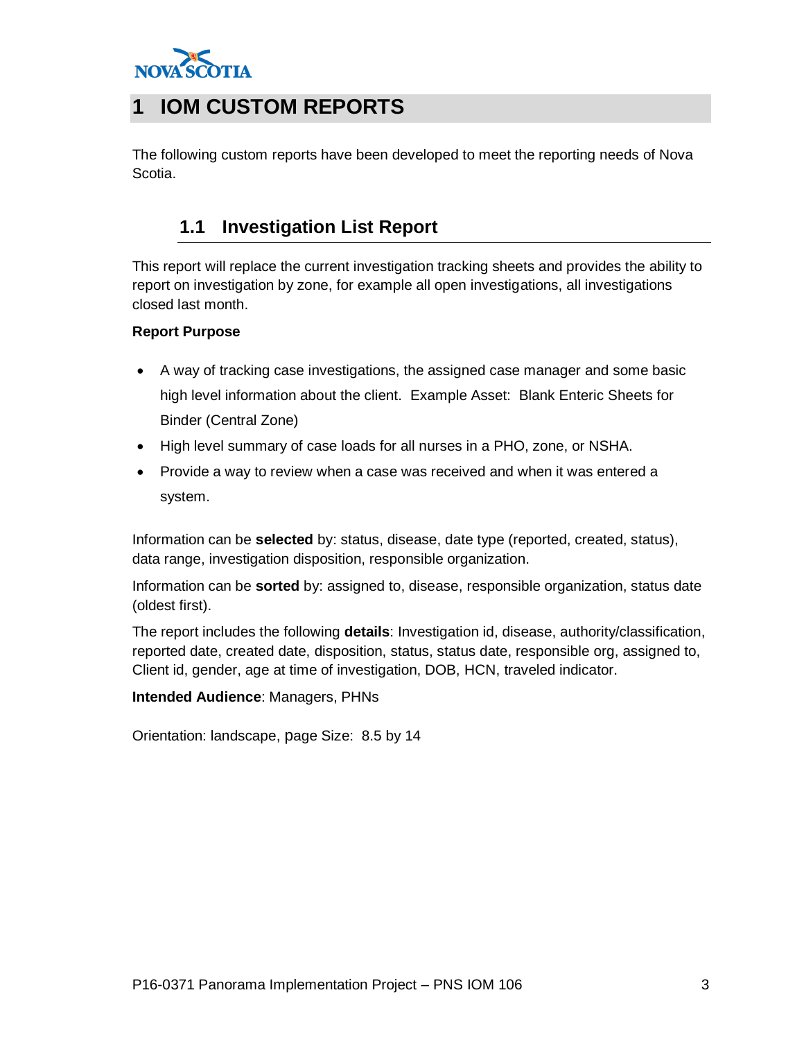# 1 IOM CUSTOM REPORTS

The following custom reports have been developed to meet the reporting needs of Nova Scotia.

## 1.1 Investigation List Report

This report will replace the current investigation tracking sheets and provides the ability to report on investigation by zone, for example all open investigations, all investigations closed last month.

**Report Purpose**

- A way of tracking case investigations, the assigned case manager and some basic high level information about the client. Example Asset: Blank Enteric Sheets for Binder (Central Zone)
- High level summary of case loads for all nurses in a PHO, zone, or NSHA.
- Provide a way to review when a case was received and when it was entered a system.

Information can be **selected** by: status, disease, date type (reported, created, status), data range, investigation disposition, responsible organization.

Information can be **sorted** by: assigned to, disease, responsible organization, status date (oldest first).

The report includes the following **details**: Investigation id, disease, authority/classification, reported date, created date, disposition, status, status date, responsible org, assigned to, Client id, gender, age at time of investigation, DOB, HCN, traveled indicator.

**Intended Audience**: Managers, PHNs

Orientation: landscape, page Size: 8.5 by 14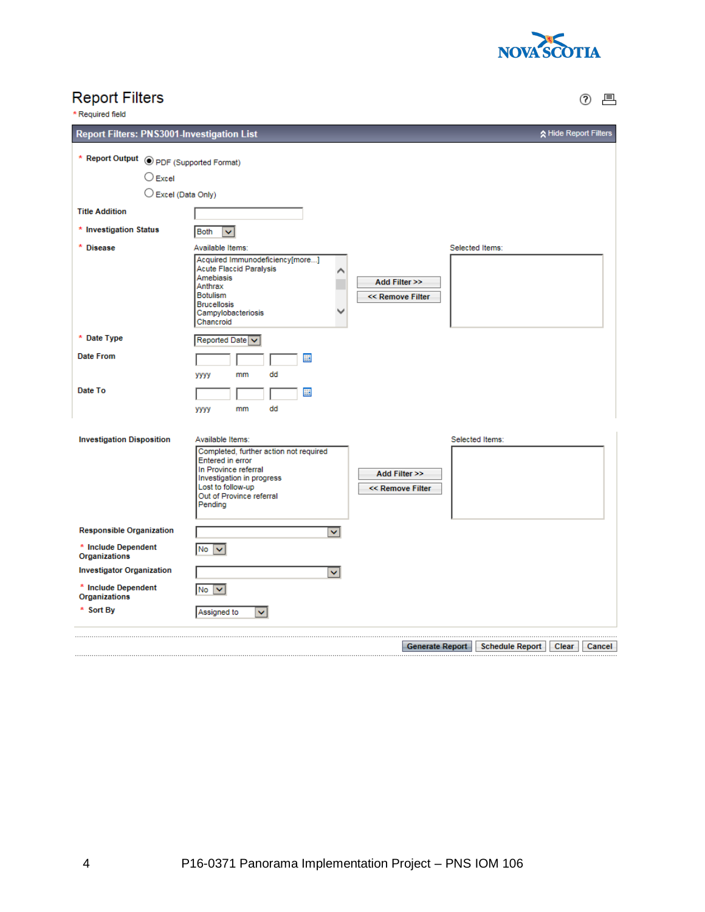# Report Filters

\* Required field

**Report Filters: PNS3001-Investigation List** Hide Report Filters

\* **Report Output**
- (●) PDF (Supported Format)
- ( ) Excel
- ( ) Excel (Data Only)

**Title Addition** [ ]

\* **Investigation Status** [Both]

\* **Disease**

Available Items:
- Acquired Immunodeficiency[more...]
- Acute Flaccid Paralysis
- Amebiasis
- Anthrax
- Botulism
- Brucellosis
- Campylobacteriosis
- Chancroid

[Add Filter >>] [<< Remove Filter]

Selected Items:

\* **Date Type** [Reported Date]

**Date From** yyyy mm dd

**Date To** yyyy mm dd

**Investigation Disposition**

Available Items:
- Completed, further action not required
- Entered in error
- In Province referral
- Investigation in progress
- Lost to follow-up
- Out of Province referral
- Pending

[Add Filter >>] [<< Remove Filter]

Selected Items:

**Responsible Organization** [ ]

\* **Include Dependent Organizations** [No]

**Investigator Organization** [ ]

\* **Include Dependent Organizations** [No]

\* **Sort By** [Assigned to]

[Generate Report] [Schedule Report] [Clear] [Cancel]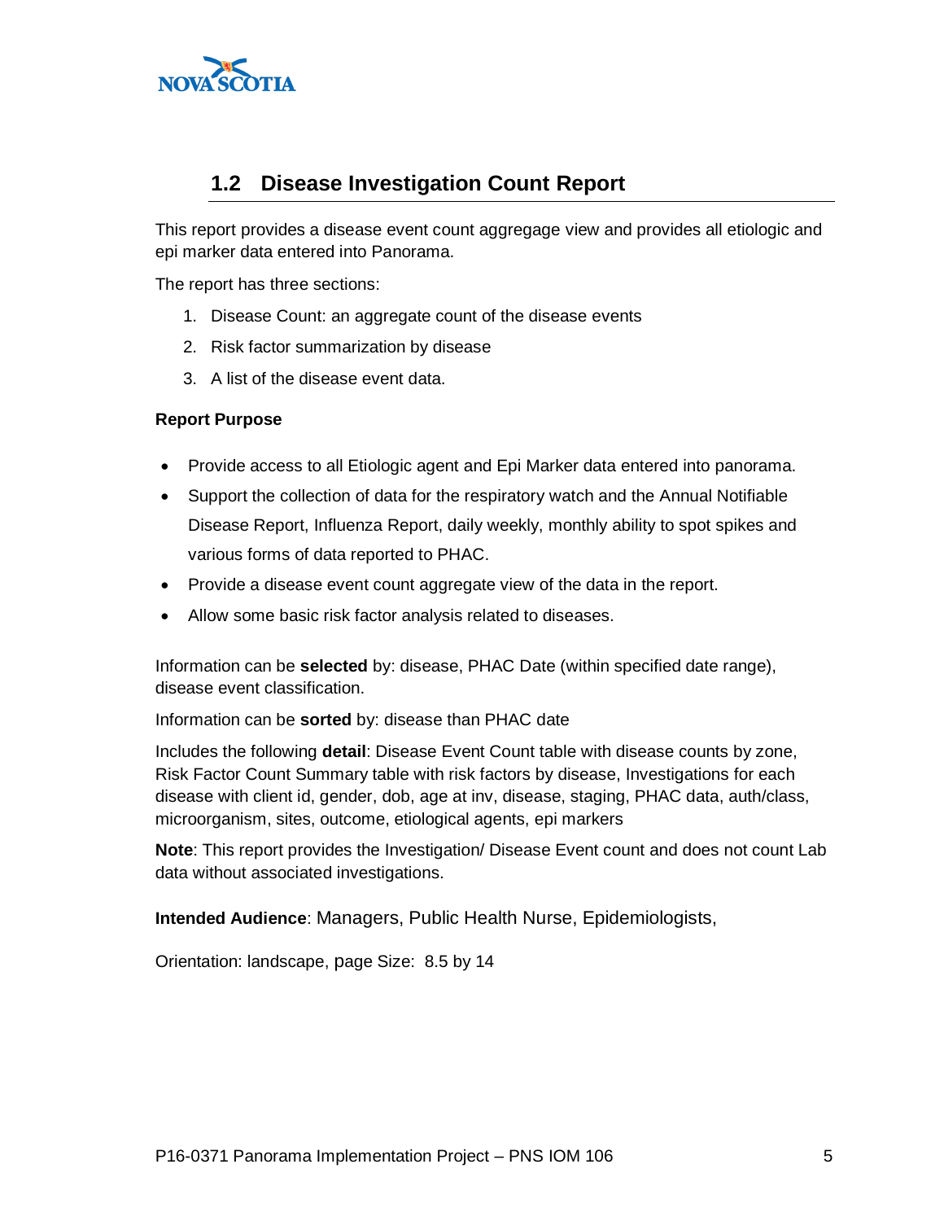## 1.2 Disease Investigation Count Report

This report provides a disease event count aggregage view and provides all etiologic and epi marker data entered into Panorama.

The report has three sections:

1. Disease Count: an aggregate count of the disease events
2. Risk factor summarization by disease
3. A list of the disease event data.

**Report Purpose**

- Provide access to all Etiologic agent and Epi Marker data entered into panorama.
- Support the collection of data for the respiratory watch and the Annual Notifiable Disease Report, Influenza Report, daily weekly, monthly ability to spot spikes and various forms of data reported to PHAC.
- Provide a disease event count aggregate view of the data in the report.
- Allow some basic risk factor analysis related to diseases.

Information can be **selected** by: disease, PHAC Date (within specified date range), disease event classification.

Information can be **sorted** by: disease than PHAC date

Includes the following **detail**: Disease Event Count table with disease counts by zone, Risk Factor Count Summary table with risk factors by disease, Investigations for each disease with client id, gender, dob, age at inv, disease, staging, PHAC data, auth/class, microorganism, sites, outcome, etiological agents, epi markers

**Note**: This report provides the Investigation/ Disease Event count and does not count Lab data without associated investigations.

**Intended Audience**: Managers, Public Health Nurse, Epidemiologists,

Orientation: landscape, page Size: 8.5 by 14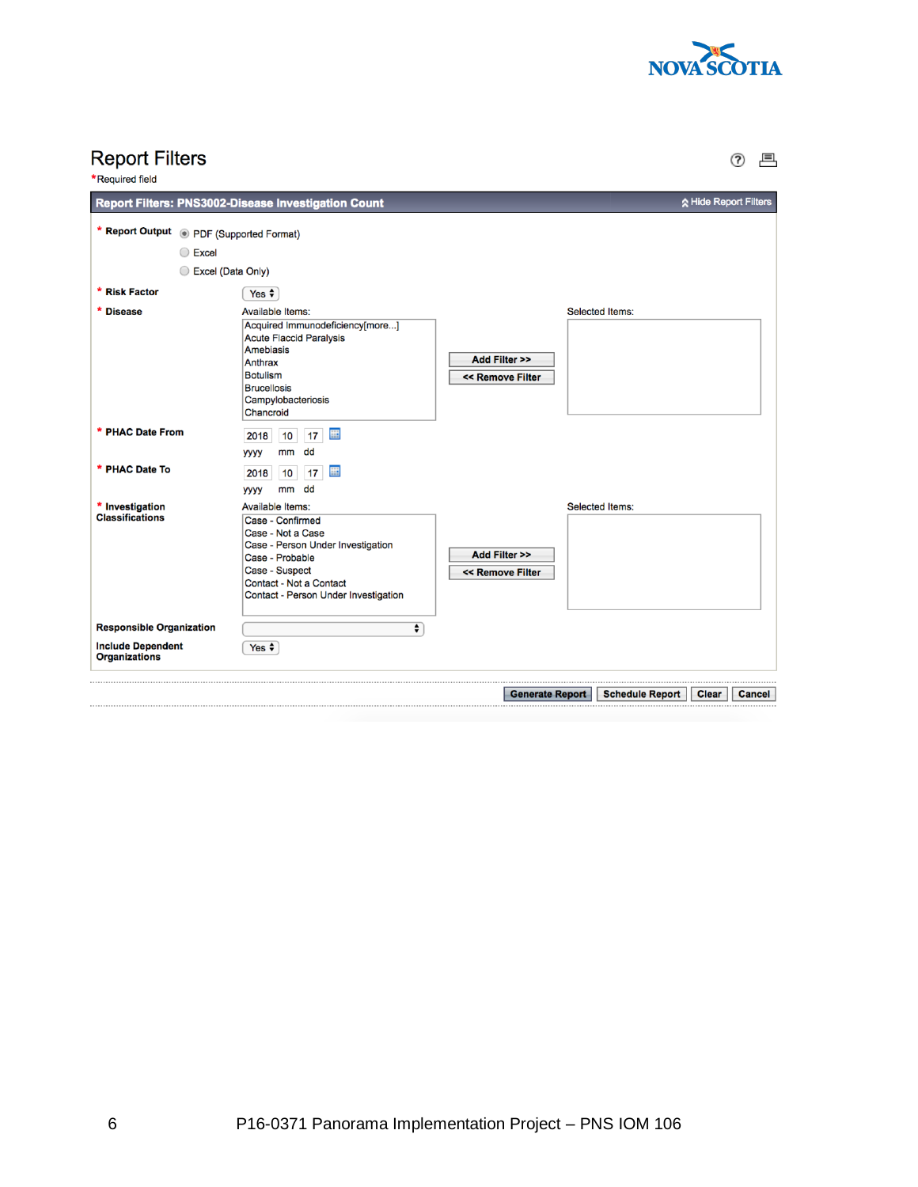# Report Filters

*Required field

**Report Filters: PNS3002-Disease Investigation Count** — Hide Report Filters

**\* Report Output**
- PDF (Supported Format)
- Excel
- Excel (Data Only)

**\* Risk Factor** — Yes

**\* Disease**

Available Items:
- Acquired Immunodeficiency[more...]
- Acute Flaccid Paralysis
- Amebiasis
- Anthrax
- Botulism
- Brucellosis
- Campylobacteriosis
- Chancroid

Add Filter >> | << Remove Filter

Selected Items:

**\* PHAC Date From** — 2018 (yyyy) 10 (mm) 17 (dd)

**\* PHAC Date To** — 2018 (yyyy) 10 (mm) 17 (dd)

**\* Investigation Classifications**

Available Items:
- Case - Confirmed
- Case - Not a Case
- Case - Person Under Investigation
- Case - Probable
- Case - Suspect
- Contact - Not a Contact
- Contact - Person Under Investigation

Add Filter >> | << Remove Filter

Selected Items:

**Responsible Organization**

**Include Dependent Organizations** — Yes

Generate Report | Schedule Report | Clear | Cancel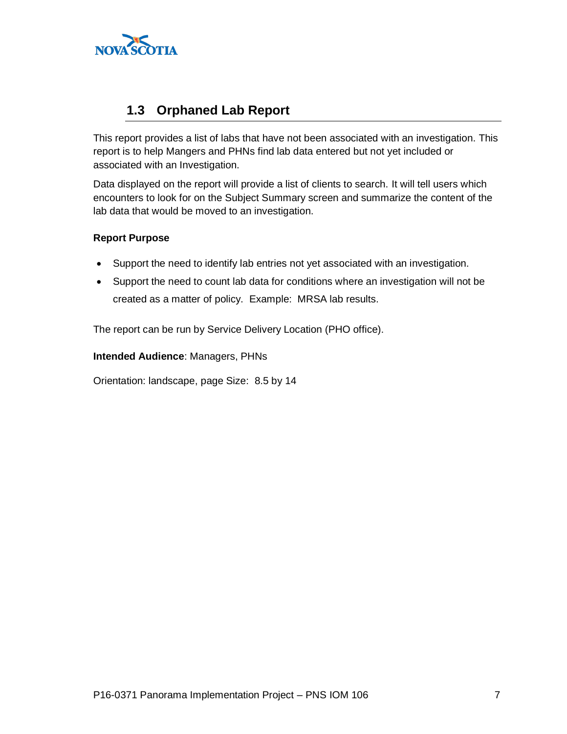## 1.3 Orphaned Lab Report

This report provides a list of labs that have not been associated with an investigation. This report is to help Mangers and PHNs find lab data entered but not yet included or associated with an Investigation.

Data displayed on the report will provide a list of clients to search. It will tell users which encounters to look for on the Subject Summary screen and summarize the content of the lab data that would be moved to an investigation.

**Report Purpose**

- Support the need to identify lab entries not yet associated with an investigation.
- Support the need to count lab data for conditions where an investigation will not be created as a matter of policy. Example: MRSA lab results.

The report can be run by Service Delivery Location (PHO office).

**Intended Audience**: Managers, PHNs

Orientation: landscape, page Size: 8.5 by 14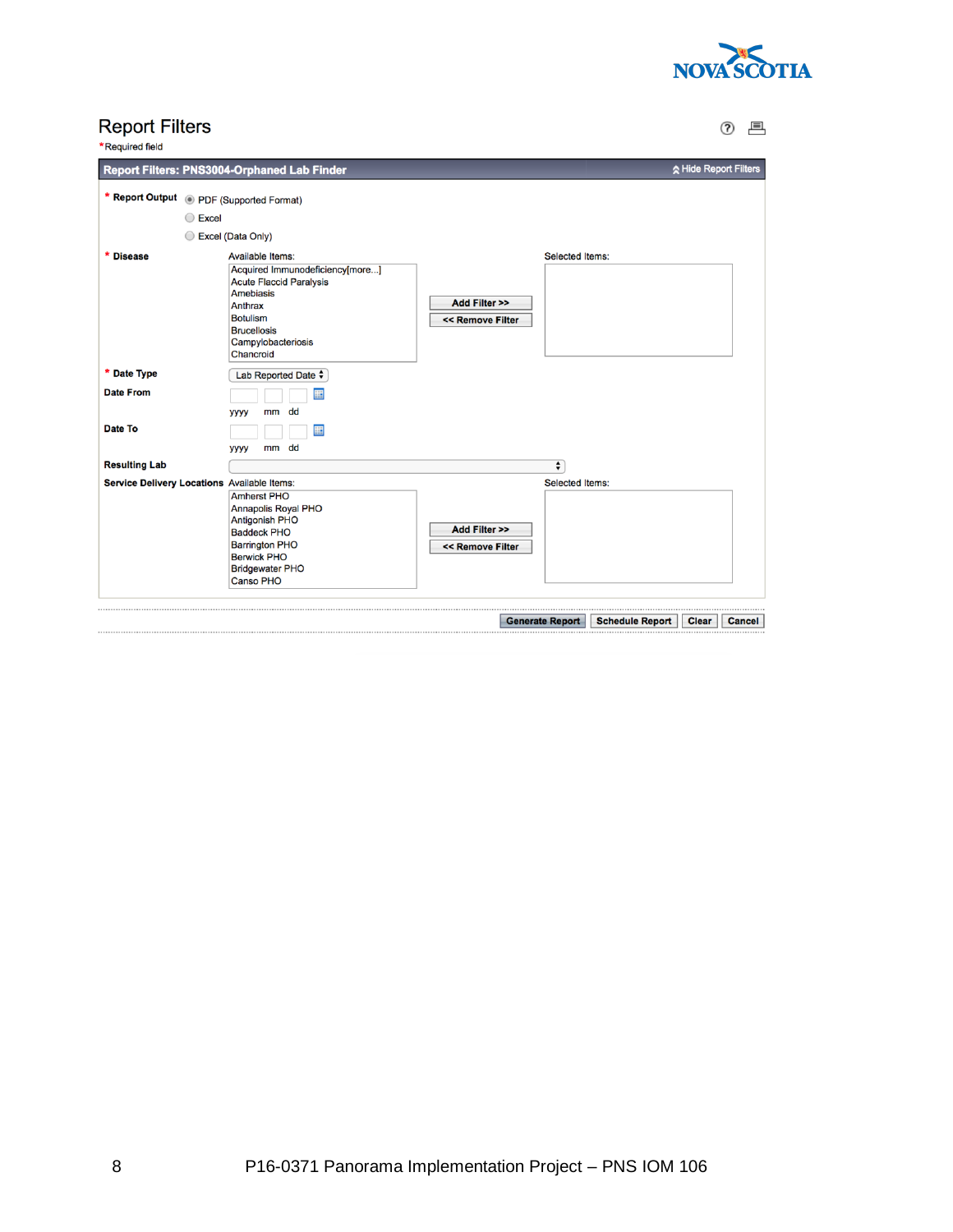## Report Filters

*Required field

**Report Filters: PNS3004-Orphaned Lab Finder** — Hide Report Filters

**\* Report Output**
- PDF (Supported Format)
- Excel
- Excel (Data Only)

**\* Disease**

Available Items:
- Acquired Immunodeficiency[more...]
- Acute Flaccid Paralysis
- Amebiasis
- Anthrax
- Botulism
- Brucellosis
- Campylobacteriosis
- Chancroid

Add Filter >>
<< Remove Filter

Selected Items:

**\* Date Type** Lab Reported Date

**Date From** yyyy mm dd

**Date To** yyyy mm dd

**Resulting Lab**

**Service Delivery Locations**

Available Items:
- Amherst PHO
- Annapolis Royal PHO
- Antigonish PHO
- Baddeck PHO
- Barrington PHO
- Berwick PHO
- Bridgewater PHO
- Canso PHO

Add Filter >>
<< Remove Filter

Selected Items:

Generate Report | Schedule Report | Clear | Cancel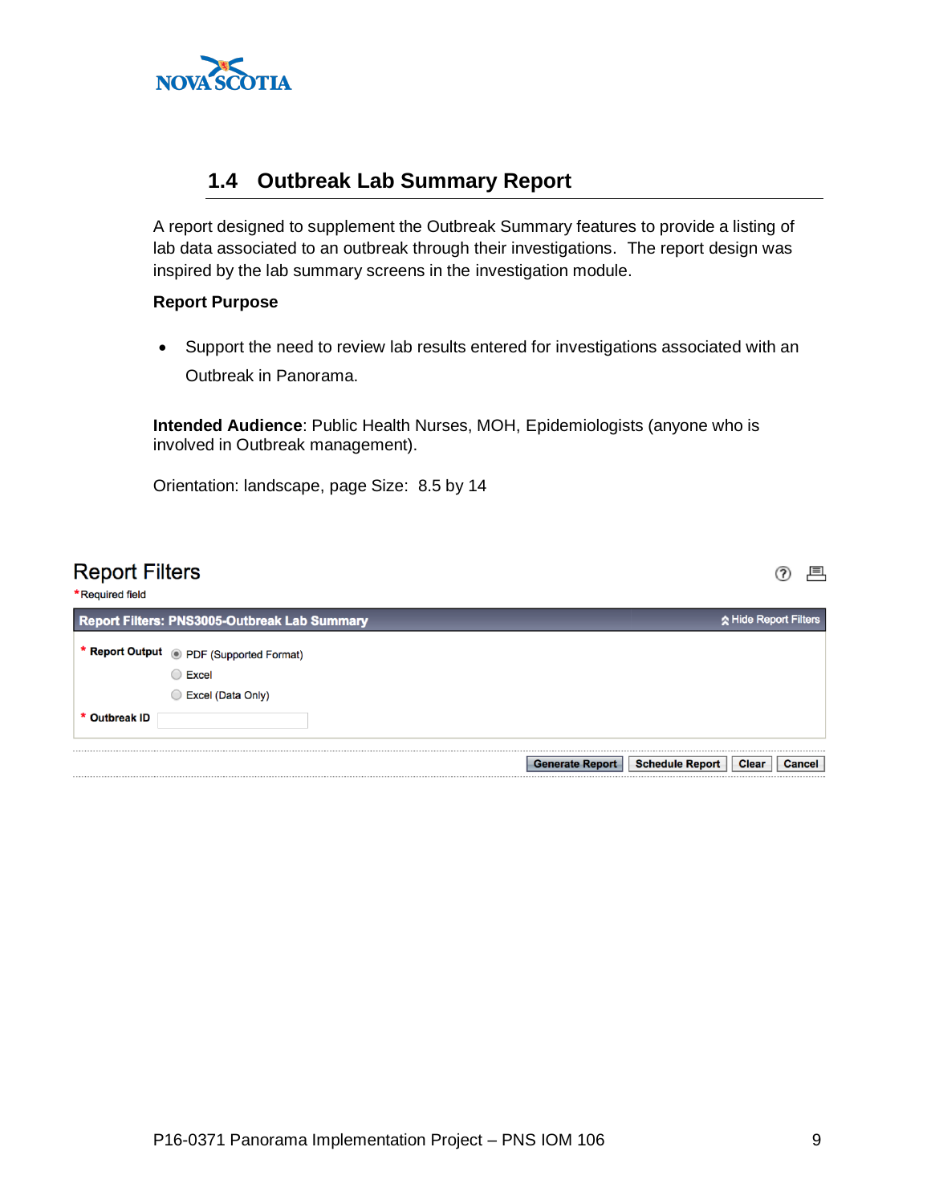## 1.4 Outbreak Lab Summary Report

A report designed to supplement the Outbreak Summary features to provide a listing of lab data associated to an outbreak through their investigations. The report design was inspired by the lab summary screens in the investigation module.

**Report Purpose**

- Support the need to review lab results entered for investigations associated with an Outbreak in Panorama.

**Intended Audience**: Public Health Nurses, MOH, Epidemiologists (anyone who is involved in Outbreak management).

Orientation: landscape, page Size: 8.5 by 14

Report Filters

*Required field

**Report Filters: PNS3005-Outbreak Lab Summary** — Hide Report Filters

**\* Report Output**
- PDF (Supported Format)
- Excel
- Excel (Data Only)

**\* Outbreak ID**

Generate Report | Schedule Report | Clear | Cancel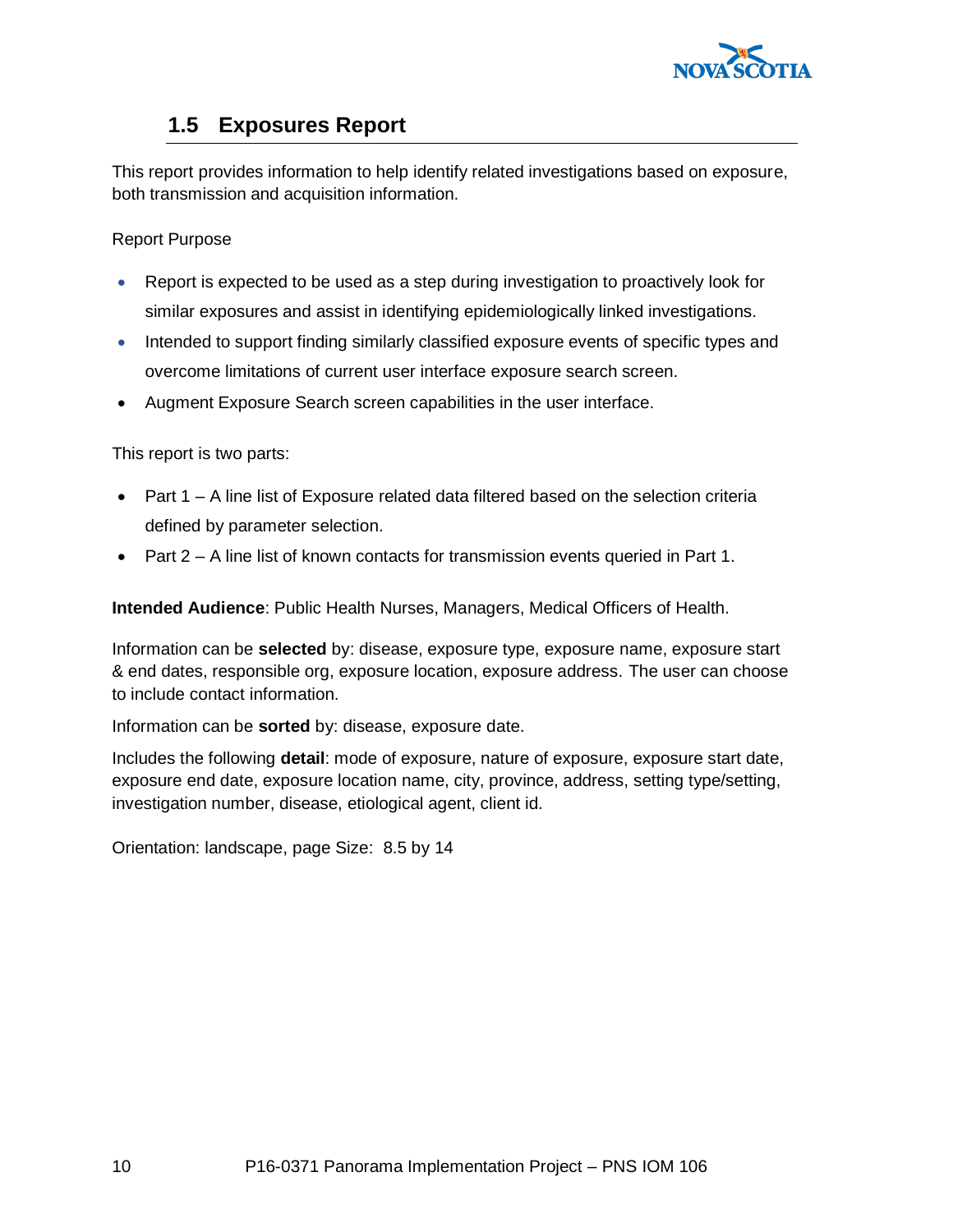## 1.5 Exposures Report

This report provides information to help identify related investigations based on exposure, both transmission and acquisition information.

Report Purpose

- Report is expected to be used as a step during investigation to proactively look for similar exposures and assist in identifying epidemiologically linked investigations.
- Intended to support finding similarly classified exposure events of specific types and overcome limitations of current user interface exposure search screen.
- Augment Exposure Search screen capabilities in the user interface.

This report is two parts:

- Part 1 – A line list of Exposure related data filtered based on the selection criteria defined by parameter selection.
- Part 2 – A line list of known contacts for transmission events queried in Part 1.

**Intended Audience**: Public Health Nurses, Managers, Medical Officers of Health.

Information can be **selected** by: disease, exposure type, exposure name, exposure start & end dates, responsible org, exposure location, exposure address. The user can choose to include contact information.

Information can be **sorted** by: disease, exposure date.

Includes the following **detail**: mode of exposure, nature of exposure, exposure start date, exposure end date, exposure location name, city, province, address, setting type/setting, investigation number, disease, etiological agent, client id.

Orientation: landscape, page Size: 8.5 by 14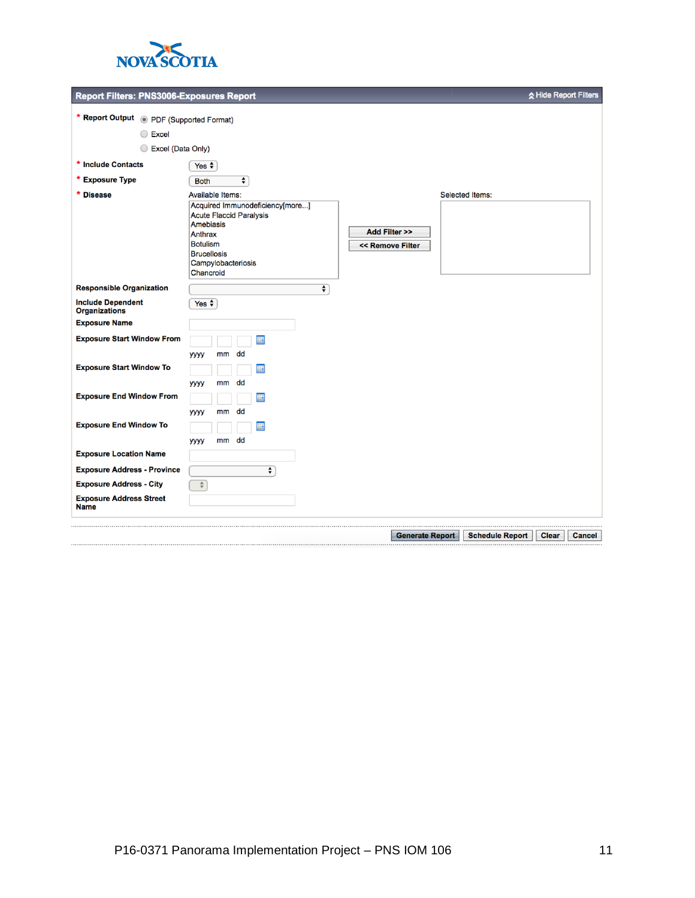Report Filters: PNS3006-Exposures Report

Hide Report Filters

* Report Output
- PDF (Supported Format)
- Excel
- Excel (Data Only)

* Include Contacts: Yes

* Exposure Type: Both

* Disease

Available Items:
- Acquired Immunodeficiency[more...]
- Acute Flaccid Paralysis
- Amebiasis
- Anthrax
- Botulism
- Brucellosis
- Campylobacteriosis
- Chancroid

Add Filter >>

<< Remove Filter

Selected Items:

Responsible Organization

Include Dependent Organizations: Yes

Exposure Name

Exposure Start Window From: yyyy mm dd

Exposure Start Window To: yyyy mm dd

Exposure End Window From: yyyy mm dd

Exposure End Window To: yyyy mm dd

Exposure Location Name

Exposure Address - Province

Exposure Address - City

Exposure Address Street Name

Generate Report | Schedule Report | Clear | Cancel